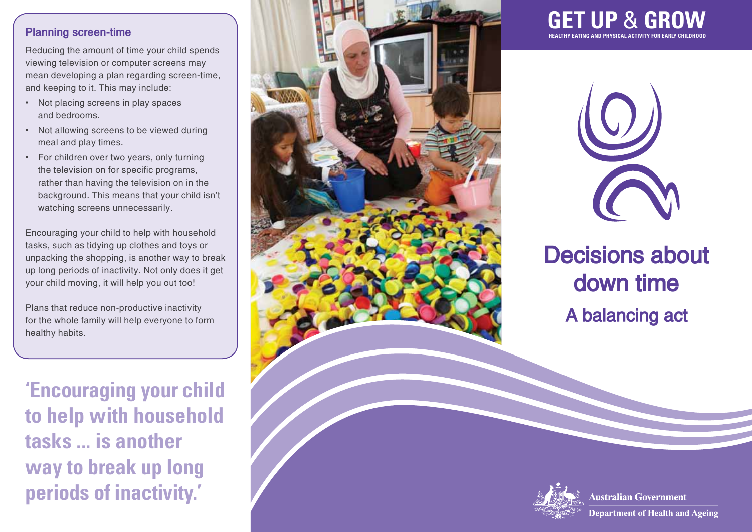## Planning screen-time

Reducing the amount of time your child spends viewing television or computer screens may mean developing a plan regarding screen-time, and keeping to it. This may include:

- Not placing screens in play spaces and bedrooms.
- Not allowing screens to be viewed during meal and play times.
- For children over two years, only turning the television on for specific programs, rather than having the television on in the background. This means that your child isn't watching screens unnecessarily.

Encouraging your child to help with household tasks, such as tidying up clothes and toys or unpacking the shopping, is another way to break up long periods of inactivity. Not only does it get your child moving, it will help you out too!

Plans that reduce non-productive inactivity for the whole family will help everyone to form healthy habits.

**'Encouraging your child to help with household tasks ... is another way to break up long periods of inactivity.'**

# GET UP & GROW

HEALTHY EATING AND PHYSICAL ACTIVITY FOR EARLY CHILDHOOD

# Decisions about down time

## A balancing act

Australian Government

Department of Health and Ageing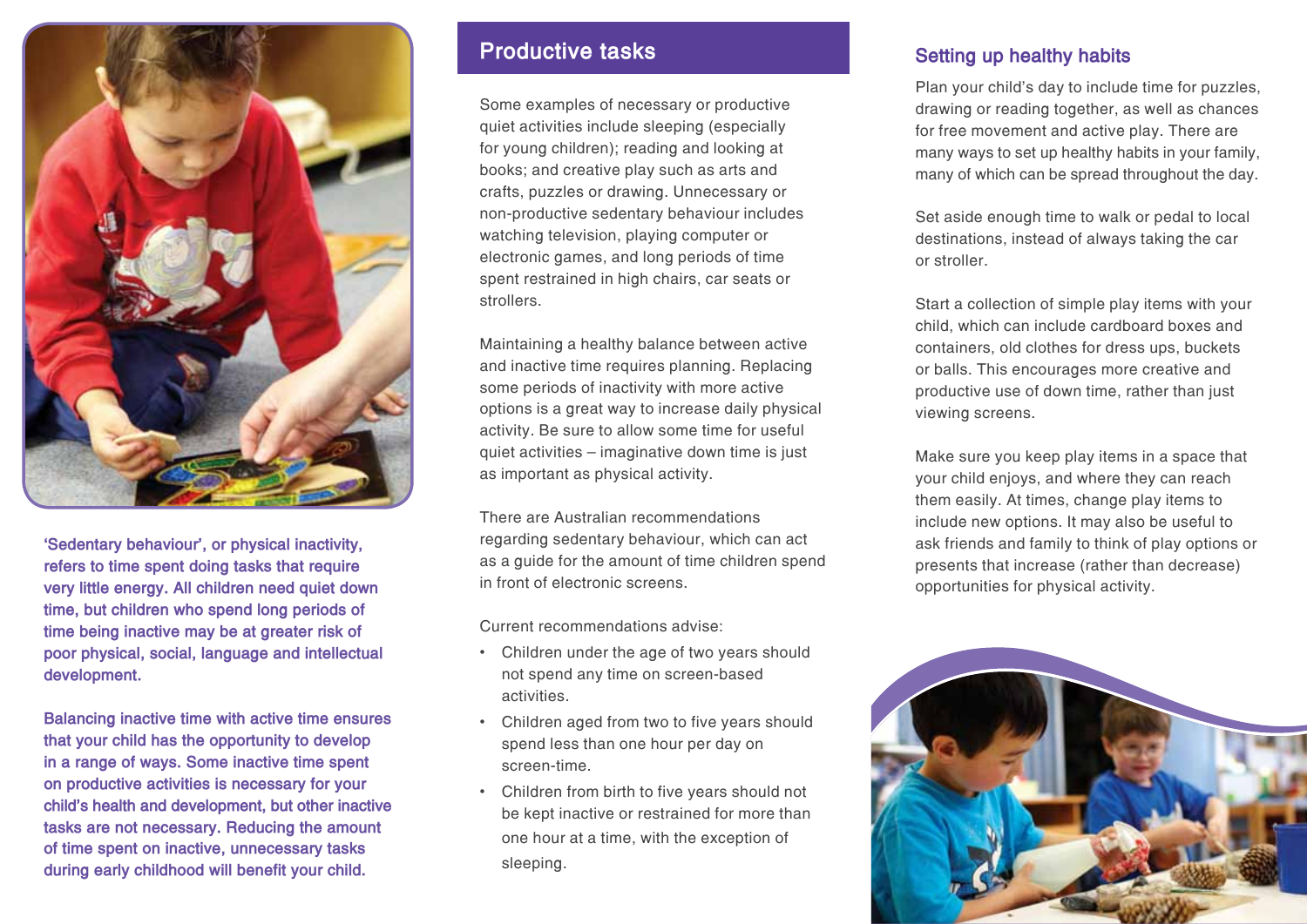**'Sedentary behaviour', or physical inactivity, refers to time spent doing tasks that require very little energy. All children need quiet down time, but children who spend long periods of time being inactive may be at greater risk of poor physical, social, language and intellectual development.**

**Balancing inactive time with active time ensures that your child has the opportunity to develop in a range of ways. Some inactive time spent on productive activities is necessary for your child's health and development, but other inactive tasks are not necessary. Reducing the amount of time spent on inactive, unnecessary tasks during early childhood will benefit your child.**

## Productive tasks

Some examples of necessary or productive quiet activities include sleeping (especially for young children); reading and looking at books; and creative play such as arts and crafts, puzzles or drawing. Unnecessary or non-productive sedentary behaviour includes watching television, playing computer or electronic games, and long periods of time spent restrained in high chairs, car seats or strollers.

Maintaining a healthy balance between active and inactive time requires planning. Replacing some periods of inactivity with more active options is a great way to increase daily physical activity. Be sure to allow some time for useful quiet activities – imaginative down time is just as important as physical activity.

There are Australian recommendations regarding sedentary behaviour, which can act as a guide for the amount of time children spend in front of electronic screens.

Current recommendations advise:

- Children under the age of two years should not spend any time on screen-based activities.
- Children aged from two to five years should spend less than one hour per day on screen-time.
- Children from birth to five years should not be kept inactive or restrained for more than one hour at a time, with the exception of sleeping.

## Setting up healthy habits

Plan your child's day to include time for puzzles, drawing or reading together, as well as chances for free movement and active play. There are many ways to set up healthy habits in your family, many of which can be spread throughout the day.

Set aside enough time to walk or pedal to local destinations, instead of always taking the car or stroller.

Start a collection of simple play items with your child, which can include cardboard boxes and containers, old clothes for dress ups, buckets or balls. This encourages more creative and productive use of down time, rather than just viewing screens.

Make sure you keep play items in a space that your child enjoys, and where they can reach them easily. At times, change play items to include new options. It may also be useful to ask friends and family to think of play options or presents that increase (rather than decrease) opportunities for physical activity.